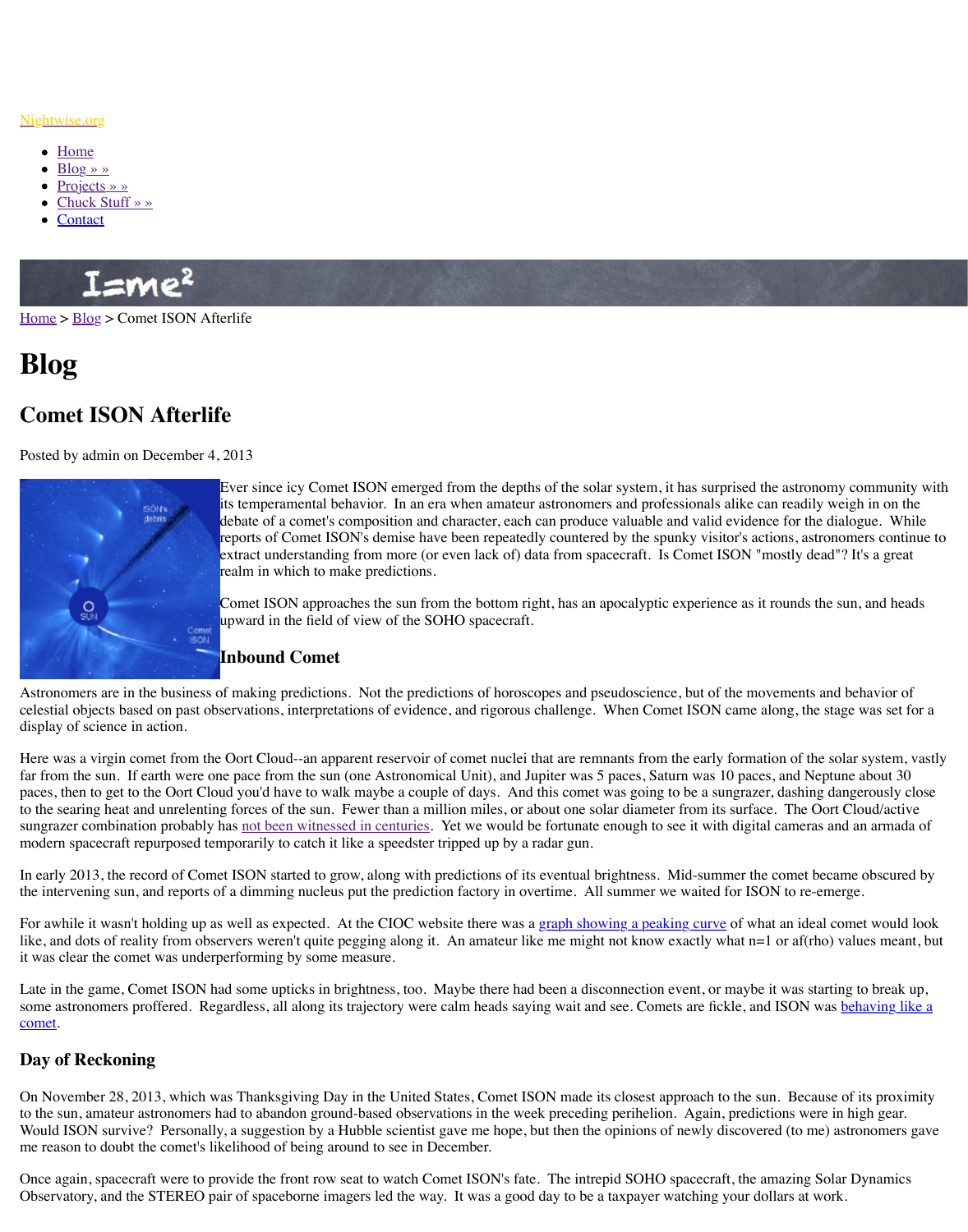Nightwise.org

- Home
- Blog » »
- Projects » »
- Chuck Stuff » »
- Contact

Home > Blog > Comet ISON Afterlife

# Blog

## Comet ISON Afterlife

Posted by admin on December 4, 2013

Ever since icy Comet ISON emerged from the depths of the solar system, it has surprised the astronomy community with its temperamental behavior. In an era when amateur astronomers and professionals alike can readily weigh in on the debate of a comet's composition and character, each can produce valuable and valid evidence for the dialogue. While reports of Comet ISON's demise have been repeatedly countered by the spunky visitor's actions, astronomers continue to extract understanding from more (or even lack of) data from spacecraft. Is Comet ISON "mostly dead"? It's a great realm in which to make predictions.

Comet ISON approaches the sun from the bottom right, has an apocalyptic experience as it rounds the sun, and heads upward in the field of view of the SOHO spacecraft.

### Inbound Comet

Astronomers are in the business of making predictions. Not the predictions of horoscopes and pseudoscience, but of the movements and behavior of celestial objects based on past observations, interpretations of evidence, and rigorous challenge. When Comet ISON came along, the stage was set for a display of science in action.

Here was a virgin comet from the Oort Cloud--an apparent reservoir of comet nuclei that are remnants from the early formation of the solar system, vastly far from the sun. If earth were one pace from the sun (one Astronomical Unit), and Jupiter was 5 paces, Saturn was 10 paces, and Neptune about 30 paces, then to get to the Oort Cloud you'd have to walk maybe a couple of days. And this comet was going to be a sungrazer, dashing dangerously close to the searing heat and unrelenting forces of the sun. Fewer than a million miles, or about one solar diameter from its surface. The Oort Cloud/active sungrazer combination probably has not been witnessed in centuries. Yet we would be fortunate enough to see it with digital cameras and an armada of modern spacecraft repurposed temporarily to catch it like a speedster tripped up by a radar gun.

In early 2013, the record of Comet ISON started to grow, along with predictions of its eventual brightness. Mid-summer the comet became obscured by the intervening sun, and reports of a dimming nucleus put the prediction factory in overtime. All summer we waited for ISON to re-emerge.

For awhile it wasn't holding up as well as expected. At the CIOC website there was a graph showing a peaking curve of what an ideal comet would look like, and dots of reality from observers weren't quite pegging along it. An amateur like me might not know exactly what n=1 or af(rho) values meant, but it was clear the comet was underperforming by some measure.

Late in the game, Comet ISON had some upticks in brightness, too. Maybe there had been a disconnection event, or maybe it was starting to break up, some astronomers proffered. Regardless, all along its trajectory were calm heads saying wait and see. Comets are fickle, and ISON was behaving like a comet.

### Day of Reckoning

On November 28, 2013, which was Thanksgiving Day in the United States, Comet ISON made its closest approach to the sun. Because of its proximity to the sun, amateur astronomers had to abandon ground-based observations in the week preceding perihelion. Again, predictions were in high gear. Would ISON survive? Personally, a suggestion by a Hubble scientist gave me hope, but then the opinions of newly discovered (to me) astronomers gave me reason to doubt the comet's likelihood of being around to see in December.

Once again, spacecraft were to provide the front row seat to watch Comet ISON's fate. The intrepid SOHO spacecraft, the amazing Solar Dynamics Observatory, and the STEREO pair of spaceborne imagers led the way. It was a good day to be a taxpayer watching your dollars at work.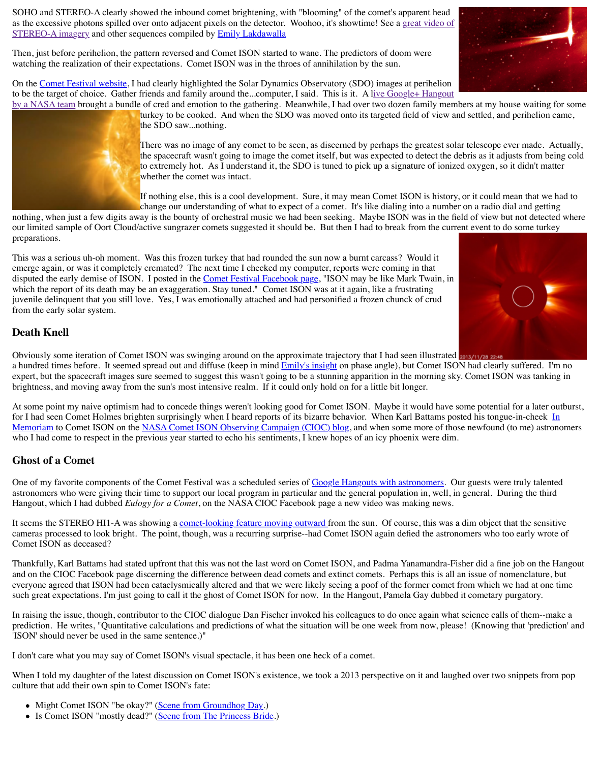SOHO and STEREO-A clearly showed the inbound comet brightening, with "blooming" of the comet's apparent head as the excessive photons spilled over onto adjacent pixels on the detector. Woohoo, it's showtime! See a great video of STEREO-A imagery and other sequences compiled by Emily Lakdawalla

Then, just before perihelion, the pattern reversed and Comet ISON started to wane. The predictors of doom were watching the realization of their expectations. Comet ISON was in the throes of annihilation by the sun.

On the Comet Festival website, I had clearly highlighted the Solar Dynamics Observatory (SDO) images at perihelion to be the target of choice. Gather friends and family around the...computer, I said. This is it. A live Google+ Hangout by a NASA team brought a bundle of cred and emotion to the gathering. Meanwhile, I had over two dozen family members at my house waiting for some turkey to be cooked. And when the SDO was moved onto its targeted field of view and settled, and perihelion came, the SDO saw...nothing.

There was no image of any comet to be seen, as discerned by perhaps the greatest solar telescope ever made. Actually, the spacecraft wasn't going to image the comet itself, but was expected to detect the debris as it adjusts from being cold to extremely hot. As I understand it, the SDO is tuned to pick up a signature of ionized oxygen, so it didn't matter whether the comet was intact.

If nothing else, this is a cool development. Sure, it may mean Comet ISON is history, or it could mean that we had to change our understanding of what to expect of a comet. It's like dialing into a number on a radio dial and getting nothing, when just a few digits away is the bounty of orchestral music we had been seeking. Maybe ISON was in the field of view but not detected where our limited sample of Oort Cloud/active sungrazer comets suggested it should be. But then I had to break from the current event to do some turkey preparations.

This was a serious uh-oh moment. Was this frozen turkey that had rounded the sun now a burnt carcass? Would it emerge again, or was it completely cremated? The next time I checked my computer, reports were coming in that disputed the early demise of ISON. I posted in the Comet Festival Facebook page, "ISON may be like Mark Twain, in which the report of its death may be an exaggeration. Stay tuned." Comet ISON was at it again, like a frustrating juvenile delinquent that you still love. Yes, I was emotionally attached and had personified a frozen chunk of crud from the early solar system.

## Death Knell

Obviously some iteration of Comet ISON was swinging around on the approximate trajectory that I had seen illustrated a hundred times before. It seemed spread out and diffuse (keep in mind Emily's insight on phase angle), but Comet ISON had clearly suffered. I'm no expert, but the spacecraft images sure seemed to suggest this wasn't going to be a stunning apparition in the morning sky. Comet ISON was tanking in brightness, and moving away from the sun's most intensive realm. If it could only hold on for a little bit longer.

At some point my naive optimism had to concede things weren't looking good for Comet ISON. Maybe it would have some potential for a later outburst, for I had seen Comet Holmes brighten surprisingly when I heard reports of its bizarre behavior. When Karl Battams posted his tongue-in-cheek In Memoriam to Comet ISON on the NASA Comet ISON Observing Campaign (CIOC) blog, and when some more of those newfound (to me) astronomers who I had come to respect in the previous year started to echo his sentiments, I knew hopes of an icy phoenix were dim.

## Ghost of a Comet

One of my favorite components of the Comet Festival was a scheduled series of Google Hangouts with astronomers. Our guests were truly talented astronomers who were giving their time to support our local program in particular and the general population in, well, in general. During the third Hangout, which I had dubbed *Eulogy for a Comet*, on the NASA CIOC Facebook page a new video was making news.

It seems the STEREO HI1-A was showing a comet-looking feature moving outward from the sun. Of course, this was a dim object that the sensitive cameras processed to look bright. The point, though, was a recurring surprise--had Comet ISON again defied the astronomers who too early wrote of Comet ISON as deceased?

Thankfully, Karl Battams had stated upfront that this was not the last word on Comet ISON, and Padma Yanamandra-Fisher did a fine job on the Hangout and on the CIOC Facebook page discerning the difference between dead comets and extinct comets. Perhaps this is all an issue of nomenclature, but everyone agreed that ISON had been cataclysmically altered and that we were likely seeing a poof of the former comet from which we had at one time such great expectations. I'm just going to call it the ghost of Comet ISON for now. In the Hangout, Pamela Gay dubbed it cometary purgatory.

In raising the issue, though, contributor to the CIOC dialogue Dan Fischer invoked his colleagues to do once again what science calls of them--make a prediction. He writes, "Quantitative calculations and predictions of what the situation will be one week from now, please! (Knowing that 'prediction' and 'ISON' should never be used in the same sentence.)"

I don't care what you may say of Comet ISON's visual spectacle, it has been one heck of a comet.

When I told my daughter of the latest discussion on Comet ISON's existence, we took a 2013 perspective on it and laughed over two snippets from pop culture that add their own spin to Comet ISON's fate:

- Might Comet ISON "be okay?" (Scene from Groundhog Day.)
- Is Comet ISON "mostly dead?" (Scene from The Princess Bride.)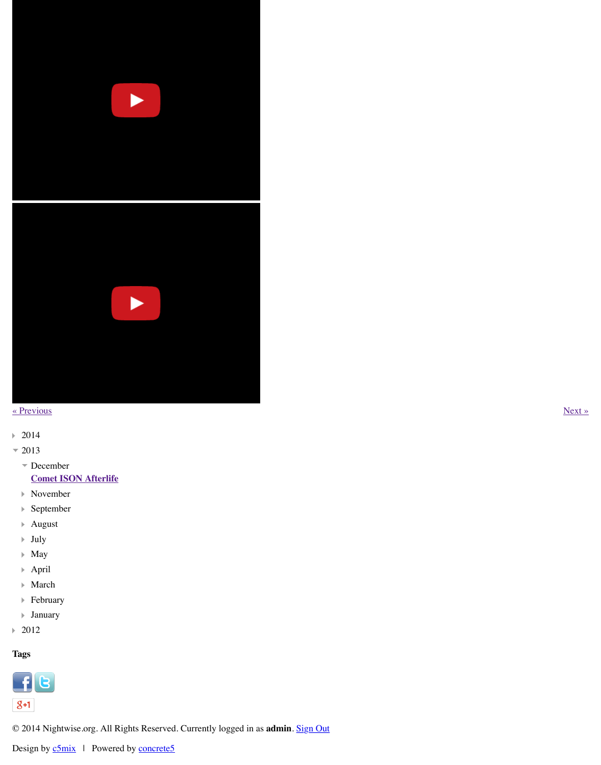[« Previous](#) [Next »](#)

- 2014
- 2013
  - December
    - **Comet ISON Afterlife**
  - November
  - September
  - August
  - July
  - May
  - April
  - March
  - February
  - January
- 2012

**Tags**

© 2014 Nightwise.org. All Rights Reserved. Currently logged in as **admin**. Sign Out

Design by c5mix | Powered by concrete5